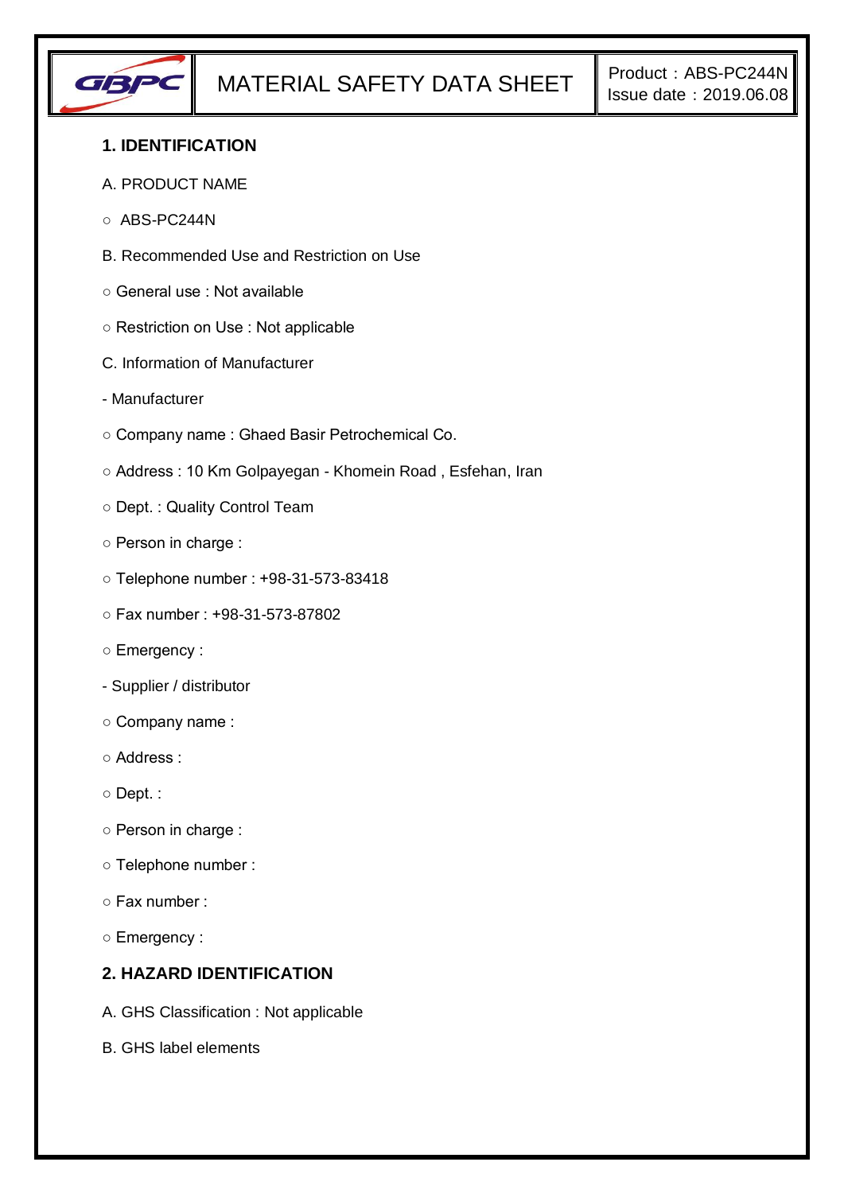## 1. IDENTIFICATION

A. PRODUCT NAME

○ ABS-PC244N

B. Recommended Use and Restriction on Use

○ General use : Not available

○ Restriction on Use : Not applicable

C. Information of Manufacturer

- Manufacturer

○ Company name : Ghaed Basir Petrochemical Co.

○ Address : 10 Km Golpayegan - Khomein Road , Esfehan, Iran

○ Dept. : Quality Control Team

○ Person in charge :

○ Telephone number : +98-31-573-83418

○ Fax number : +98-31-573-87802

○ Emergency :

- Supplier / distributor

○ Company name :

○ Address :

○ Dept. :

○ Person in charge :

○ Telephone number :

○ Fax number :

○ Emergency :

## 2. HAZARD IDENTIFICATION

A. GHS Classification : Not applicable

B. GHS label elements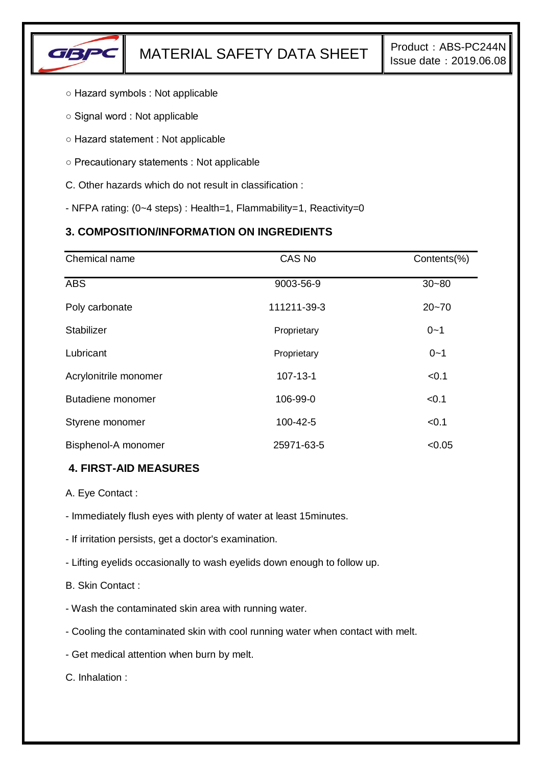○ Hazard symbols : Not applicable

○ Signal word : Not applicable

○ Hazard statement : Not applicable

○ Precautionary statements : Not applicable

C. Other hazards which do not result in classification :

- NFPA rating: (0~4 steps) : Health=1, Flammability=1, Reactivity=0

### 3. COMPOSITION/INFORMATION ON INGREDIENTS

| Chemical name | CAS No | Contents(%) |
|---|---|---|
| ABS | 9003-56-9 | 30~80 |
| Poly carbonate | 111211-39-3 | 20~70 |
| Stabilizer | Proprietary | 0~1 |
| Lubricant | Proprietary | 0~1 |
| Acrylonitrile monomer | 107-13-1 | <0.1 |
| Butadiene monomer | 106-99-0 | <0.1 |
| Styrene monomer | 100-42-5 | <0.1 |
| Bisphenol-A monomer | 25971-63-5 | <0.05 |

### 4. FIRST-AID MEASURES

A. Eye Contact :

- Immediately flush eyes with plenty of water at least 15minutes.
- If irritation persists, get a doctor's examination.
- Lifting eyelids occasionally to wash eyelids down enough to follow up.

B. Skin Contact :

- Wash the contaminated skin area with running water.
- Cooling the contaminated skin with cool running water when contact with melt.
- Get medical attention when burn by melt.

C. Inhalation :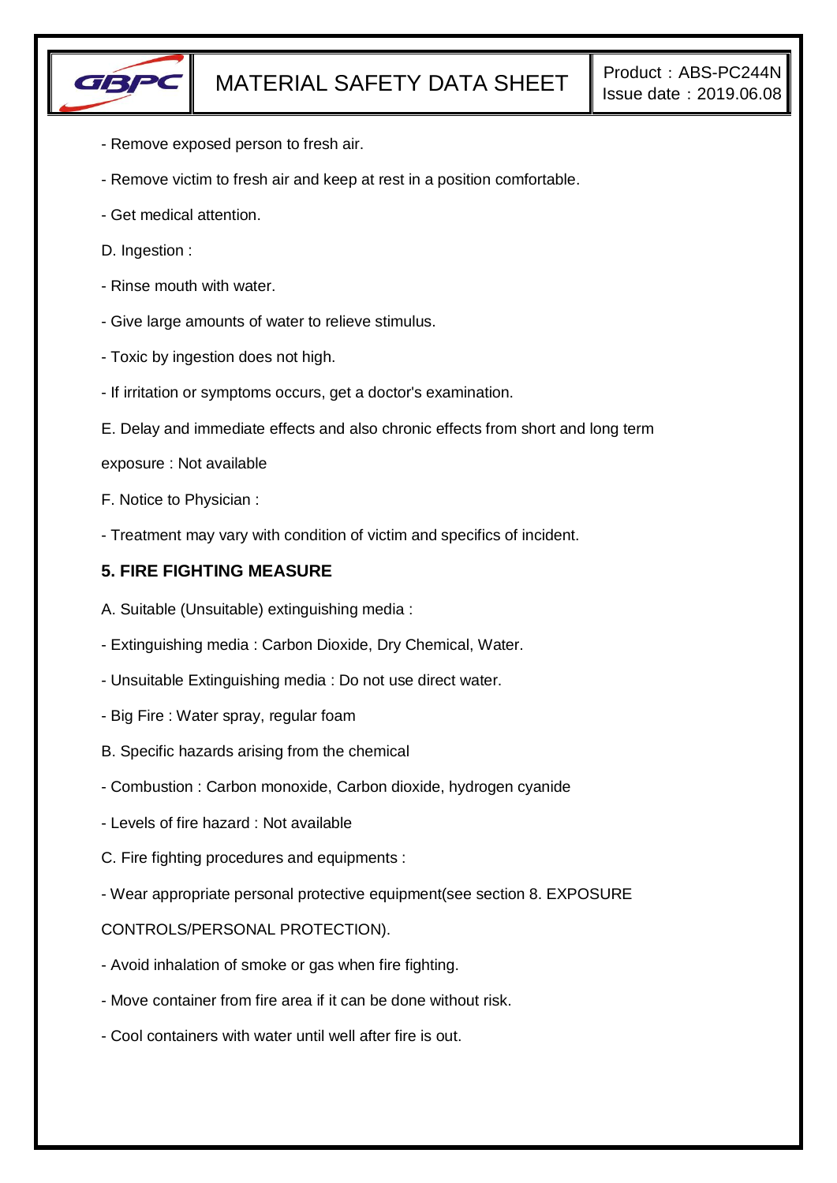- Remove exposed person to fresh air.

- Remove victim to fresh air and keep at rest in a position comfortable.

- Get medical attention.

D. Ingestion :

- Rinse mouth with water.

- Give large amounts of water to relieve stimulus.

- Toxic by ingestion does not high.

- If irritation or symptoms occurs, get a doctor's examination.

E. Delay and immediate effects and also chronic effects from short and long term exposure : Not available

F. Notice to Physician :

- Treatment may vary with condition of victim and specifics of incident.

## 5. FIRE FIGHTING MEASURE

A. Suitable (Unsuitable) extinguishing media :

- Extinguishing media : Carbon Dioxide, Dry Chemical, Water.

- Unsuitable Extinguishing media : Do not use direct water.

- Big Fire : Water spray, regular foam

B. Specific hazards arising from the chemical

- Combustion : Carbon monoxide, Carbon dioxide, hydrogen cyanide

- Levels of fire hazard : Not available

C. Fire fighting procedures and equipments :

- Wear appropriate personal protective equipment(see section 8. EXPOSURE CONTROLS/PERSONAL PROTECTION).

- Avoid inhalation of smoke or gas when fire fighting.

- Move container from fire area if it can be done without risk.

- Cool containers with water until well after fire is out.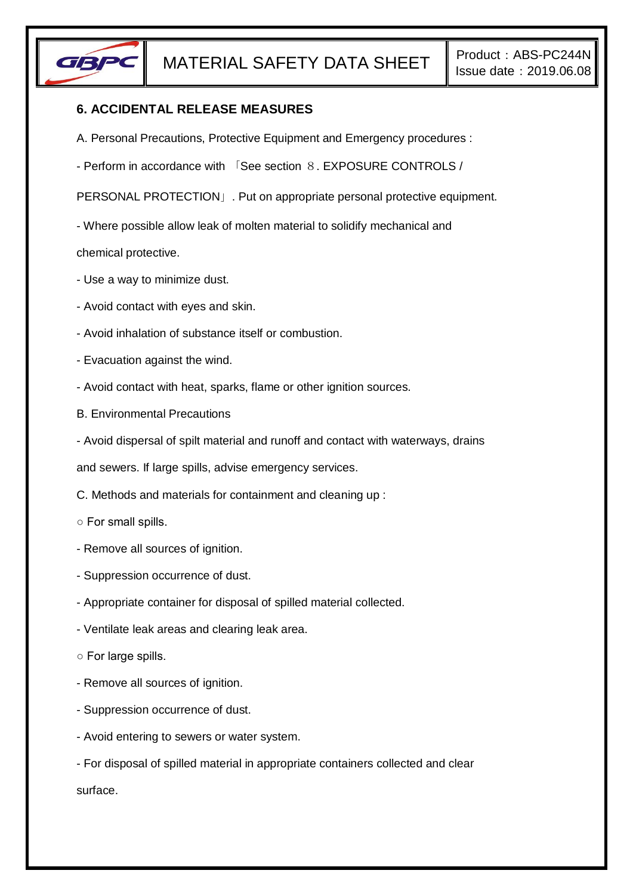## 6. ACCIDENTAL RELEASE MEASURES

A. Personal Precautions, Protective Equipment and Emergency procedures :

- Perform in accordance with 「See section ８. EXPOSURE CONTROLS / PERSONAL PROTECTION」. Put on appropriate personal protective equipment.
- Where possible allow leak of molten material to solidify mechanical and chemical protective.
- Use a way to minimize dust.
- Avoid contact with eyes and skin.
- Avoid inhalation of substance itself or combustion.
- Evacuation against the wind.
- Avoid contact with heat, sparks, flame or other ignition sources.

B. Environmental Precautions

- Avoid dispersal of spilt material and runoff and contact with waterways, drains and sewers. If large spills, advise emergency services.

C. Methods and materials for containment and cleaning up :

○ For small spills.

- Remove all sources of ignition.
- Suppression occurrence of dust.
- Appropriate container for disposal of spilled material collected.
- Ventilate leak areas and clearing leak area.

○ For large spills.

- Remove all sources of ignition.
- Suppression occurrence of dust.
- Avoid entering to sewers or water system.
- For disposal of spilled material in appropriate containers collected and clear surface.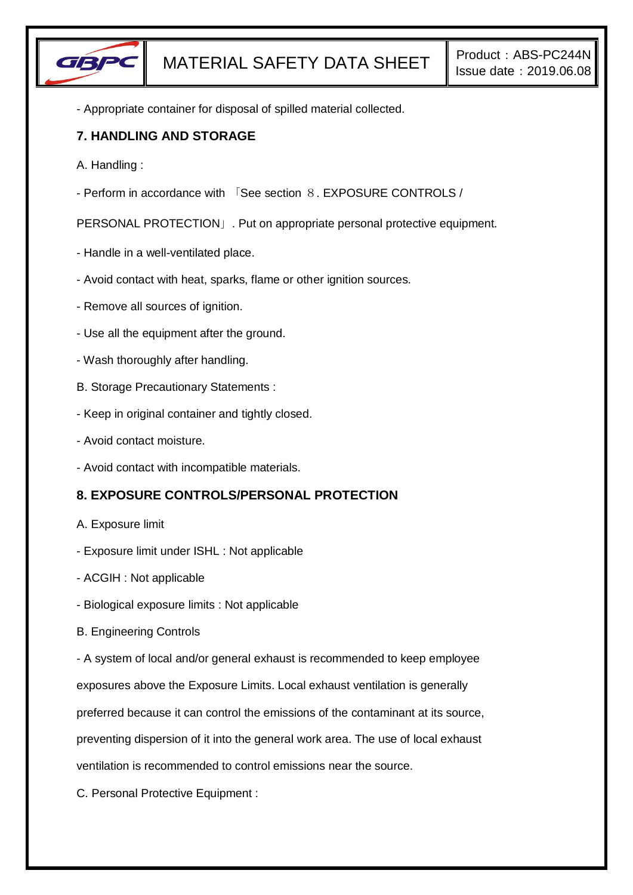- Appropriate container for disposal of spilled material collected.

## 7. HANDLING AND STORAGE

A. Handling :

- Perform in accordance with 「See section 8. EXPOSURE CONTROLS / PERSONAL PROTECTION」. Put on appropriate personal protective equipment.
- Handle in a well-ventilated place.
- Avoid contact with heat, sparks, flame or other ignition sources.
- Remove all sources of ignition.
- Use all the equipment after the ground.
- Wash thoroughly after handling.

B. Storage Precautionary Statements :

- Keep in original container and tightly closed.
- Avoid contact moisture.
- Avoid contact with incompatible materials.

## 8. EXPOSURE CONTROLS/PERSONAL PROTECTION

A. Exposure limit

- Exposure limit under ISHL : Not applicable
- ACGIH : Not applicable
- Biological exposure limits : Not applicable

B. Engineering Controls

- A system of local and/or general exhaust is recommended to keep employee exposures above the Exposure Limits. Local exhaust ventilation is generally preferred because it can control the emissions of the contaminant at its source, preventing dispersion of it into the general work area. The use of local exhaust ventilation is recommended to control emissions near the source.

C. Personal Protective Equipment :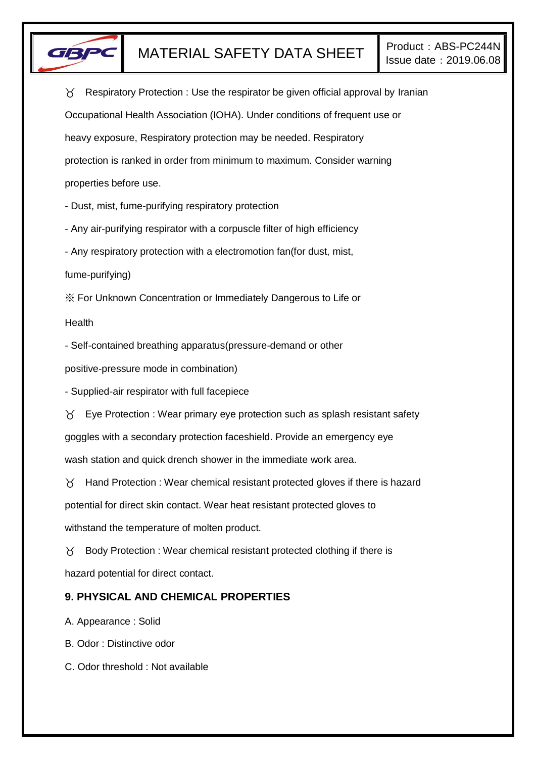ㅇ Respiratory Protection : Use the respirator be given official approval by Iranian Occupational Health Association (IOHA). Under conditions of frequent use or heavy exposure, Respiratory protection may be needed. Respiratory protection is ranked in order from minimum to maximum. Consider warning properties before use.

- Dust, mist, fume-purifying respiratory protection
- Any air-purifying respirator with a corpuscle filter of high efficiency
- Any respiratory protection with a electromotion fan(for dust, mist, fume-purifying)

※ For Unknown Concentration or Immediately Dangerous to Life or Health

- Self-contained breathing apparatus(pressure-demand or other positive-pressure mode in combination)
- Supplied-air respirator with full facepiece

ㅇ Eye Protection : Wear primary eye protection such as splash resistant safety goggles with a secondary protection faceshield. Provide an emergency eye wash station and quick drench shower in the immediate work area.

ㅇ Hand Protection : Wear chemical resistant protected gloves if there is hazard potential for direct skin contact. Wear heat resistant protected gloves to withstand the temperature of molten product.

ㅇ Body Protection : Wear chemical resistant protected clothing if there is hazard potential for direct contact.

## 9. PHYSICAL AND CHEMICAL PROPERTIES

A. Appearance : Solid

B. Odor : Distinctive odor

C. Odor threshold : Not available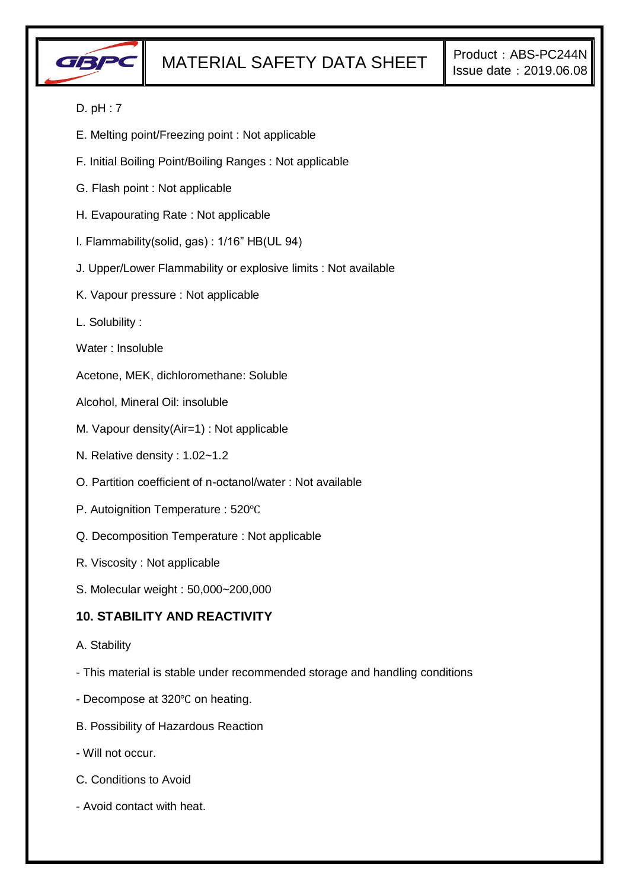D. pH : 7

E. Melting point/Freezing point : Not applicable

F. Initial Boiling Point/Boiling Ranges : Not applicable

G. Flash point : Not applicable

H. Evapourating Rate : Not applicable

I. Flammability(solid, gas) : 1/16” HB(UL 94)

J. Upper/Lower Flammability or explosive limits : Not available

K. Vapour pressure : Not applicable

L. Solubility :

Water : Insoluble

Acetone, MEK, dichloromethane: Soluble

Alcohol, Mineral Oil: insoluble

M. Vapour density(Air=1) : Not applicable

N. Relative density : 1.02~1.2

O. Partition coefficient of n-octanol/water : Not available

P. Autoignition Temperature : 520℃

Q. Decomposition Temperature : Not applicable

R. Viscosity : Not applicable

S. Molecular weight : 50,000~200,000

## 10. STABILITY AND REACTIVITY

A. Stability

- This material is stable under recommended storage and handling conditions

- Decompose at 320℃ on heating.

B. Possibility of Hazardous Reaction

- Will not occur.

C. Conditions to Avoid

- Avoid contact with heat.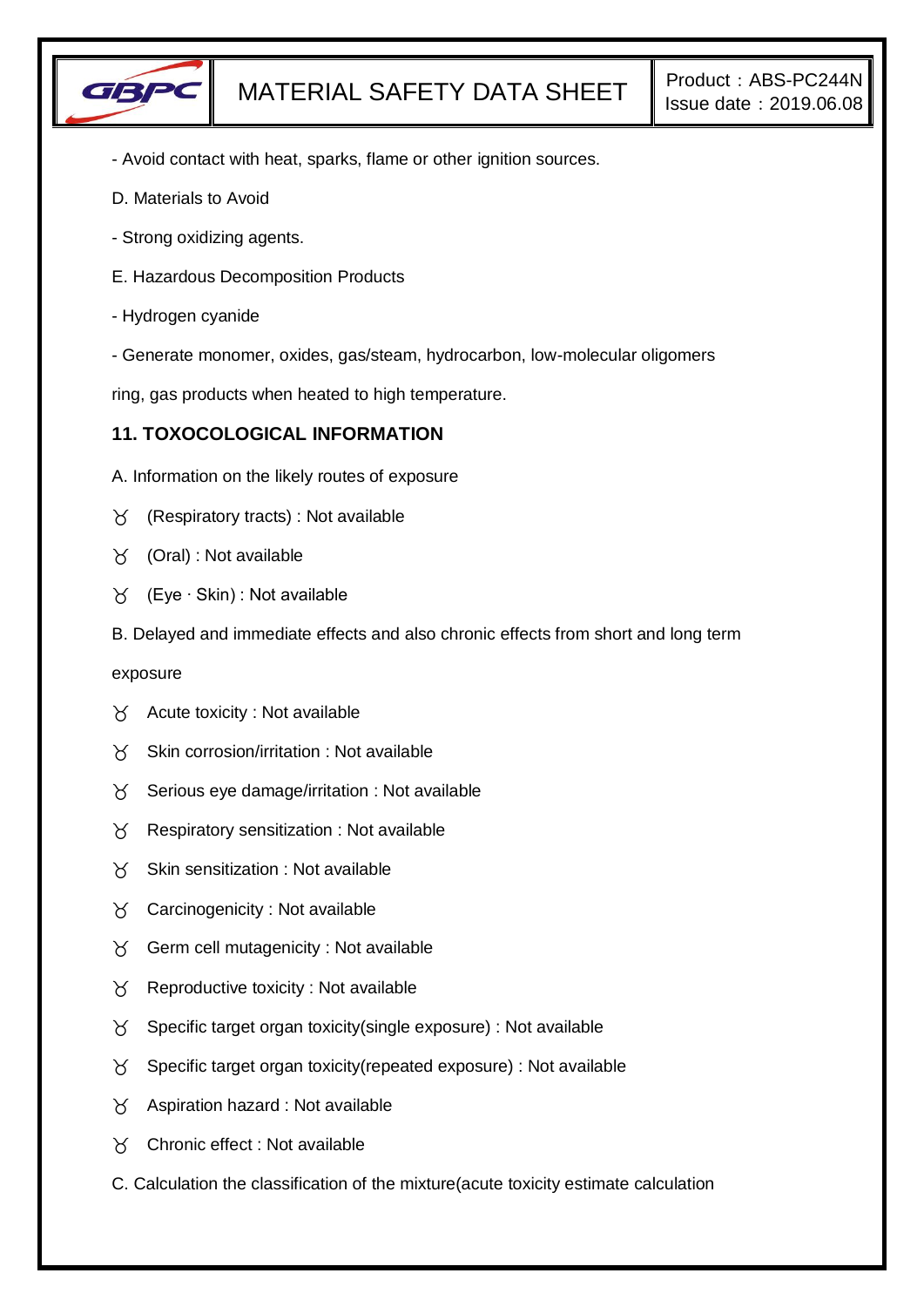- Avoid contact with heat, sparks, flame or other ignition sources.

D. Materials to Avoid

- Strong oxidizing agents.

E. Hazardous Decomposition Products

- Hydrogen cyanide

- Generate monomer, oxides, gas/steam, hydrocarbon, low-molecular oligomers

ring, gas products when heated to high temperature.

## 11. TOXOCOLOGICAL INFORMATION

A. Information on the likely routes of exposure

- (Respiratory tracts) : Not available
- (Oral) : Not available
- (Eye · Skin) : Not available

B. Delayed and immediate effects and also chronic effects from short and long term exposure

- Acute toxicity : Not available
- Skin corrosion/irritation : Not available
- Serious eye damage/irritation : Not available
- Respiratory sensitization : Not available
- Skin sensitization : Not available
- Carcinogenicity : Not available
- Germ cell mutagenicity : Not available
- Reproductive toxicity : Not available
- Specific target organ toxicity(single exposure) : Not available
- Specific target organ toxicity(repeated exposure) : Not available
- Aspiration hazard : Not available
- Chronic effect : Not available

C. Calculation the classification of the mixture(acute toxicity estimate calculation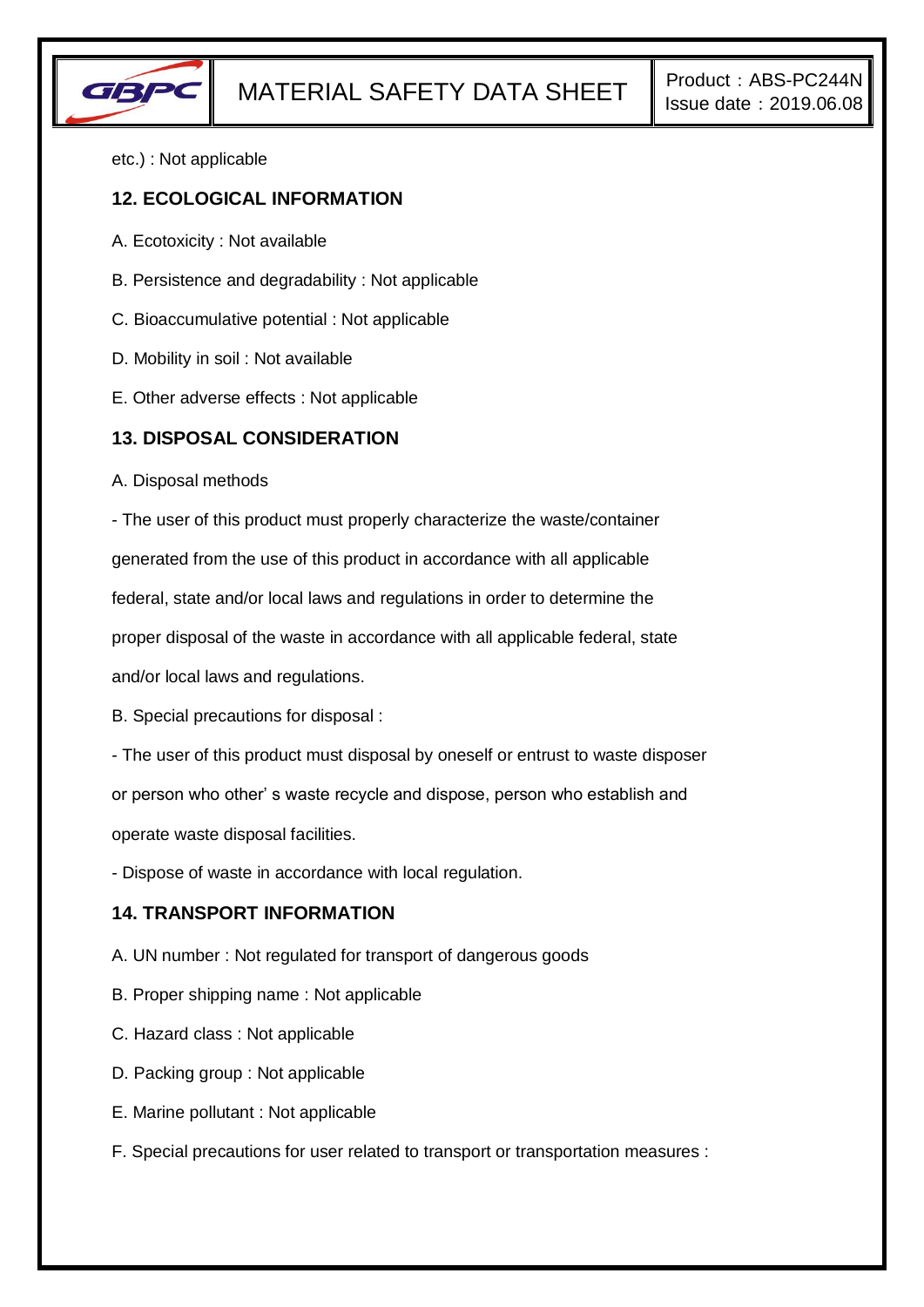etc.) : Not applicable

## 12. ECOLOGICAL INFORMATION

A. Ecotoxicity : Not available

B. Persistence and degradability : Not applicable

C. Bioaccumulative potential : Not applicable

D. Mobility in soil : Not available

E. Other adverse effects : Not applicable

## 13. DISPOSAL CONSIDERATION

A. Disposal methods

- The user of this product must properly characterize the waste/container generated from the use of this product in accordance with all applicable federal, state and/or local laws and regulations in order to determine the proper disposal of the waste in accordance with all applicable federal, state and/or local laws and regulations.

B. Special precautions for disposal :

- The user of this product must disposal by oneself or entrust to waste disposer or person who other' s waste recycle and dispose, person who establish and operate waste disposal facilities.
- Dispose of waste in accordance with local regulation.

## 14. TRANSPORT INFORMATION

A. UN number : Not regulated for transport of dangerous goods

B. Proper shipping name : Not applicable

C. Hazard class : Not applicable

D. Packing group : Not applicable

E. Marine pollutant : Not applicable

F. Special precautions for user related to transport or transportation measures :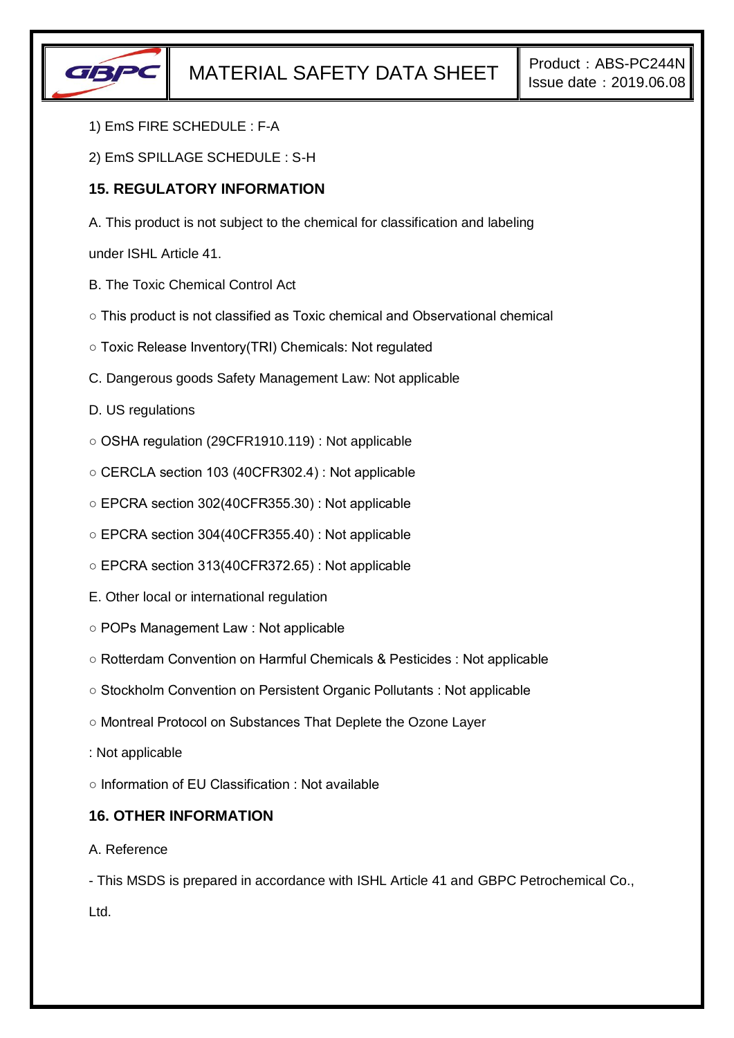1) EmS FIRE SCHEDULE : F-A

2) EmS SPILLAGE SCHEDULE : S-H

## 15. REGULATORY INFORMATION

A. This product is not subject to the chemical for classification and labeling under ISHL Article 41.

B. The Toxic Chemical Control Act

○ This product is not classified as Toxic chemical and Observational chemical

○ Toxic Release Inventory(TRI) Chemicals: Not regulated

C. Dangerous goods Safety Management Law: Not applicable

D. US regulations

○ OSHA regulation (29CFR1910.119) : Not applicable

○ CERCLA section 103 (40CFR302.4) : Not applicable

○ EPCRA section 302(40CFR355.30) : Not applicable

○ EPCRA section 304(40CFR355.40) : Not applicable

○ EPCRA section 313(40CFR372.65) : Not applicable

E. Other local or international regulation

○ POPs Management Law : Not applicable

○ Rotterdam Convention on Harmful Chemicals & Pesticides : Not applicable

○ Stockholm Convention on Persistent Organic Pollutants : Not applicable

○ Montreal Protocol on Substances That Deplete the Ozone Layer : Not applicable

○ Information of EU Classification : Not available

## 16. OTHER INFORMATION

A. Reference

- This MSDS is prepared in accordance with ISHL Article 41 and GBPC Petrochemical Co., Ltd.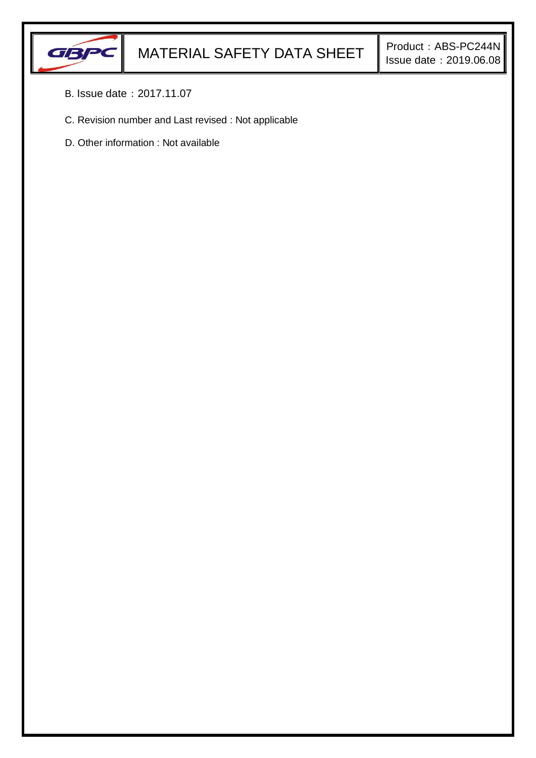B. Issue date：2017.11.07

C. Revision number and Last revised : Not applicable

D. Other information : Not available